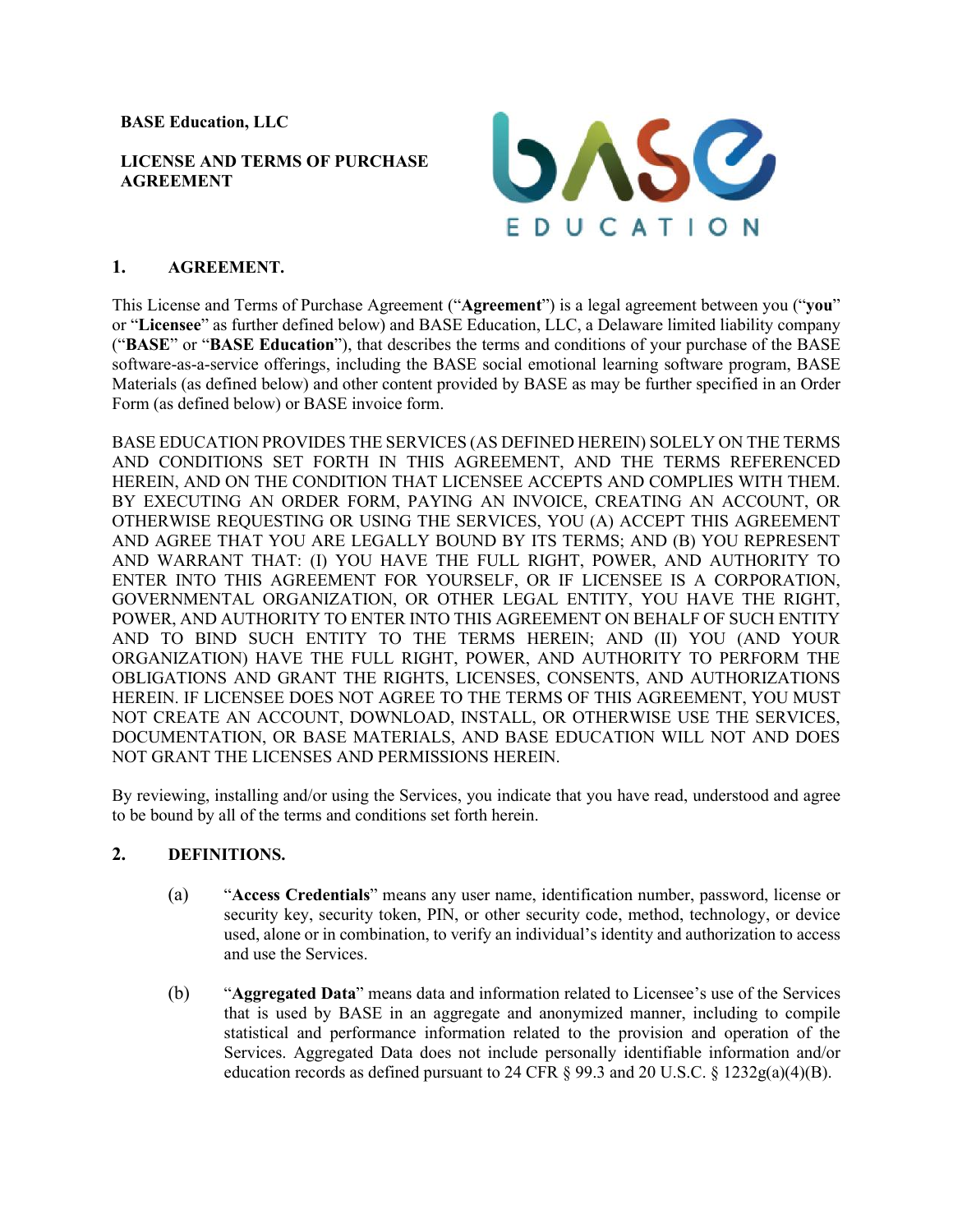**BASE Education, LLC**

**LICENSE AND TERMS OF PURCHASE AGREEMENT**

## 1. AGREEMENT.

This License and Terms of Purchase Agreement ("**Agreement**") is a legal agreement between you ("**you**" or "**Licensee**" as further defined below) and BASE Education, LLC, a Delaware limited liability company ("**BASE**" or "**BASE Education**"), that describes the terms and conditions of your purchase of the BASE software-as-a-service offerings, including the BASE social emotional learning software program, BASE Materials (as defined below) and other content provided by BASE as may be further specified in an Order Form (as defined below) or BASE invoice form.

BASE EDUCATION PROVIDES THE SERVICES (AS DEFINED HEREIN) SOLELY ON THE TERMS AND CONDITIONS SET FORTH IN THIS AGREEMENT, AND THE TERMS REFERENCED HEREIN, AND ON THE CONDITION THAT LICENSEE ACCEPTS AND COMPLIES WITH THEM. BY EXECUTING AN ORDER FORM, PAYING AN INVOICE, CREATING AN ACCOUNT, OR OTHERWISE REQUESTING OR USING THE SERVICES, YOU (A) ACCEPT THIS AGREEMENT AND AGREE THAT YOU ARE LEGALLY BOUND BY ITS TERMS; AND (B) YOU REPRESENT AND WARRANT THAT: (I) YOU HAVE THE FULL RIGHT, POWER, AND AUTHORITY TO ENTER INTO THIS AGREEMENT FOR YOURSELF, OR IF LICENSEE IS A CORPORATION, GOVERNMENTAL ORGANIZATION, OR OTHER LEGAL ENTITY, YOU HAVE THE RIGHT, POWER, AND AUTHORITY TO ENTER INTO THIS AGREEMENT ON BEHALF OF SUCH ENTITY AND TO BIND SUCH ENTITY TO THE TERMS HEREIN; AND (II) YOU (AND YOUR ORGANIZATION) HAVE THE FULL RIGHT, POWER, AND AUTHORITY TO PERFORM THE OBLIGATIONS AND GRANT THE RIGHTS, LICENSES, CONSENTS, AND AUTHORIZATIONS HEREIN. IF LICENSEE DOES NOT AGREE TO THE TERMS OF THIS AGREEMENT, YOU MUST NOT CREATE AN ACCOUNT, DOWNLOAD, INSTALL, OR OTHERWISE USE THE SERVICES, DOCUMENTATION, OR BASE MATERIALS, AND BASE EDUCATION WILL NOT AND DOES NOT GRANT THE LICENSES AND PERMISSIONS HEREIN.

By reviewing, installing and/or using the Services, you indicate that you have read, understood and agree to be bound by all of the terms and conditions set forth herein.

## 2. DEFINITIONS.

(a) "**Access Credentials**" means any user name, identification number, password, license or security key, security token, PIN, or other security code, method, technology, or device used, alone or in combination, to verify an individual's identity and authorization to access and use the Services.

(b) "**Aggregated Data**" means data and information related to Licensee's use of the Services that is used by BASE in an aggregate and anonymized manner, including to compile statistical and performance information related to the provision and operation of the Services. Aggregated Data does not include personally identifiable information and/or education records as defined pursuant to 24 CFR § 99.3 and 20 U.S.C. § 1232g(a)(4)(B).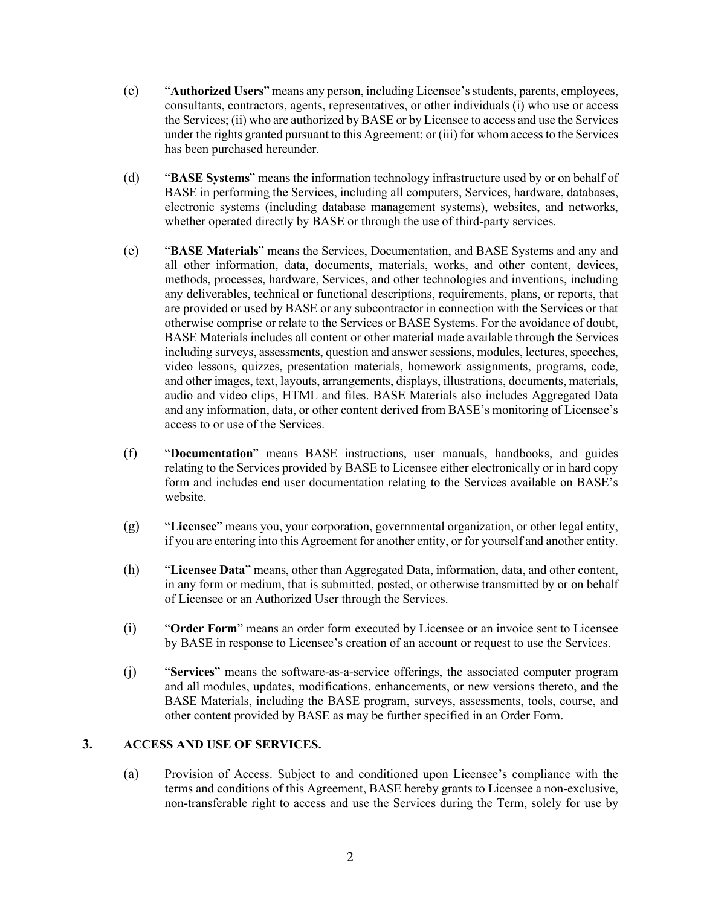(c) "**Authorized Users**" means any person, including Licensee's students, parents, employees, consultants, contractors, agents, representatives, or other individuals (i) who use or access the Services; (ii) who are authorized by BASE or by Licensee to access and use the Services under the rights granted pursuant to this Agreement; or (iii) for whom access to the Services has been purchased hereunder.

(d) "**BASE Systems**" means the information technology infrastructure used by or on behalf of BASE in performing the Services, including all computers, Services, hardware, databases, electronic systems (including database management systems), websites, and networks, whether operated directly by BASE or through the use of third-party services.

(e) "**BASE Materials**" means the Services, Documentation, and BASE Systems and any and all other information, data, documents, materials, works, and other content, devices, methods, processes, hardware, Services, and other technologies and inventions, including any deliverables, technical or functional descriptions, requirements, plans, or reports, that are provided or used by BASE or any subcontractor in connection with the Services or that otherwise comprise or relate to the Services or BASE Systems. For the avoidance of doubt, BASE Materials includes all content or other material made available through the Services including surveys, assessments, question and answer sessions, modules, lectures, speeches, video lessons, quizzes, presentation materials, homework assignments, programs, code, and other images, text, layouts, arrangements, displays, illustrations, documents, materials, audio and video clips, HTML and files. BASE Materials also includes Aggregated Data and any information, data, or other content derived from BASE's monitoring of Licensee's access to or use of the Services.

(f) "**Documentation**" means BASE instructions, user manuals, handbooks, and guides relating to the Services provided by BASE to Licensee either electronically or in hard copy form and includes end user documentation relating to the Services available on BASE's website.

(g) "**Licensee**" means you, your corporation, governmental organization, or other legal entity, if you are entering into this Agreement for another entity, or for yourself and another entity.

(h) "**Licensee Data**" means, other than Aggregated Data, information, data, and other content, in any form or medium, that is submitted, posted, or otherwise transmitted by or on behalf of Licensee or an Authorized User through the Services.

(i) "**Order Form**" means an order form executed by Licensee or an invoice sent to Licensee by BASE in response to Licensee's creation of an account or request to use the Services.

(j) "**Services**" means the software-as-a-service offerings, the associated computer program and all modules, updates, modifications, enhancements, or new versions thereto, and the BASE Materials, including the BASE program, surveys, assessments, tools, course, and other content provided by BASE as may be further specified in an Order Form.

## 3. ACCESS AND USE OF SERVICES.

(a) Provision of Access. Subject to and conditioned upon Licensee's compliance with the terms and conditions of this Agreement, BASE hereby grants to Licensee a non-exclusive, non-transferable right to access and use the Services during the Term, solely for use by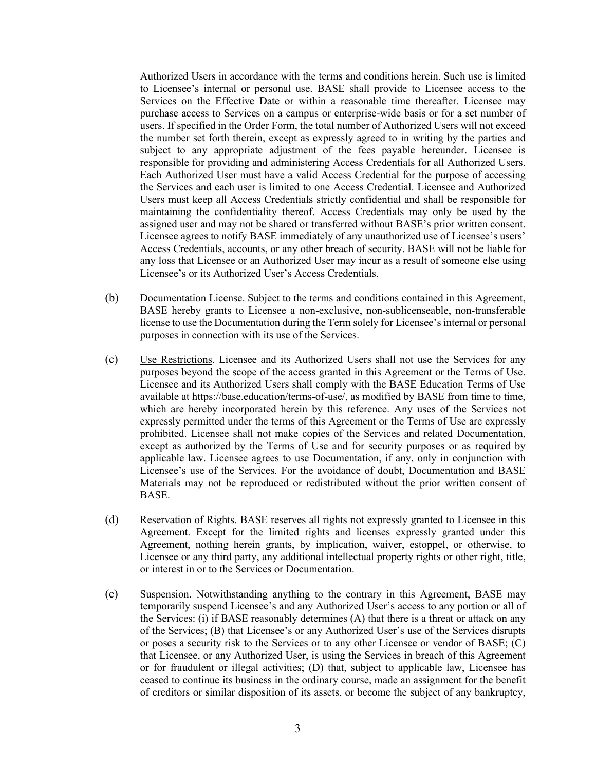Authorized Users in accordance with the terms and conditions herein. Such use is limited to Licensee's internal or personal use. BASE shall provide to Licensee access to the Services on the Effective Date or within a reasonable time thereafter. Licensee may purchase access to Services on a campus or enterprise-wide basis or for a set number of users. If specified in the Order Form, the total number of Authorized Users will not exceed the number set forth therein, except as expressly agreed to in writing by the parties and subject to any appropriate adjustment of the fees payable hereunder. Licensee is responsible for providing and administering Access Credentials for all Authorized Users. Each Authorized User must have a valid Access Credential for the purpose of accessing the Services and each user is limited to one Access Credential. Licensee and Authorized Users must keep all Access Credentials strictly confidential and shall be responsible for maintaining the confidentiality thereof. Access Credentials may only be used by the assigned user and may not be shared or transferred without BASE's prior written consent. Licensee agrees to notify BASE immediately of any unauthorized use of Licensee's users' Access Credentials, accounts, or any other breach of security. BASE will not be liable for any loss that Licensee or an Authorized User may incur as a result of someone else using Licensee's or its Authorized User's Access Credentials.

(b) Documentation License. Subject to the terms and conditions contained in this Agreement, BASE hereby grants to Licensee a non-exclusive, non-sublicenseable, non-transferable license to use the Documentation during the Term solely for Licensee's internal or personal purposes in connection with its use of the Services.

(c) Use Restrictions. Licensee and its Authorized Users shall not use the Services for any purposes beyond the scope of the access granted in this Agreement or the Terms of Use. Licensee and its Authorized Users shall comply with the BASE Education Terms of Use available at https://base.education/terms-of-use/, as modified by BASE from time to time, which are hereby incorporated herein by this reference. Any uses of the Services not expressly permitted under the terms of this Agreement or the Terms of Use are expressly prohibited. Licensee shall not make copies of the Services and related Documentation, except as authorized by the Terms of Use and for security purposes or as required by applicable law. Licensee agrees to use Documentation, if any, only in conjunction with Licensee's use of the Services. For the avoidance of doubt, Documentation and BASE Materials may not be reproduced or redistributed without the prior written consent of BASE.

(d) Reservation of Rights. BASE reserves all rights not expressly granted to Licensee in this Agreement. Except for the limited rights and licenses expressly granted under this Agreement, nothing herein grants, by implication, waiver, estoppel, or otherwise, to Licensee or any third party, any additional intellectual property rights or other right, title, or interest in or to the Services or Documentation.

(e) Suspension. Notwithstanding anything to the contrary in this Agreement, BASE may temporarily suspend Licensee's and any Authorized User's access to any portion or all of the Services: (i) if BASE reasonably determines (A) that there is a threat or attack on any of the Services; (B) that Licensee's or any Authorized User's use of the Services disrupts or poses a security risk to the Services or to any other Licensee or vendor of BASE; (C) that Licensee, or any Authorized User, is using the Services in breach of this Agreement or for fraudulent or illegal activities; (D) that, subject to applicable law, Licensee has ceased to continue its business in the ordinary course, made an assignment for the benefit of creditors or similar disposition of its assets, or become the subject of any bankruptcy,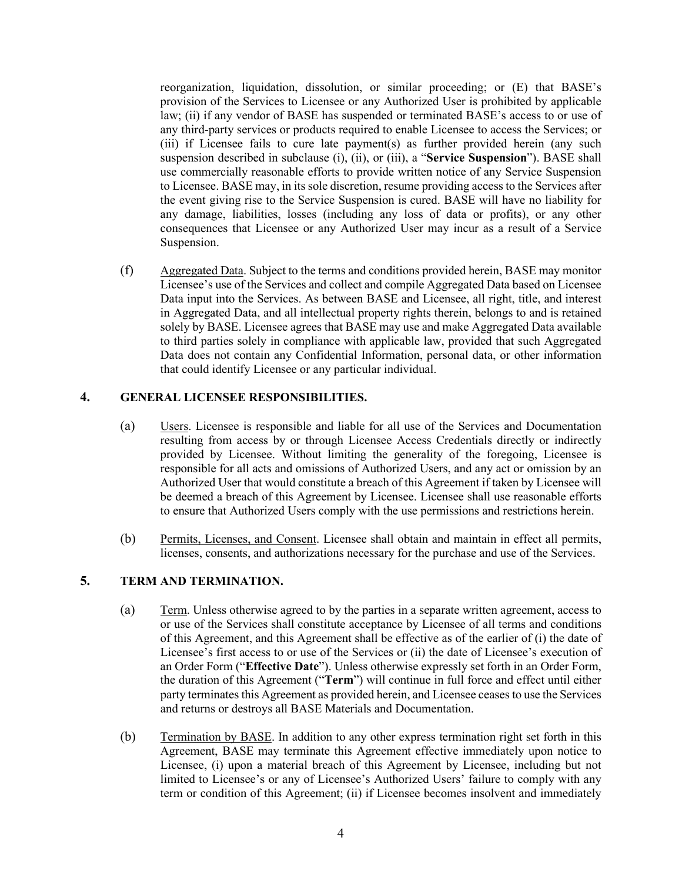reorganization, liquidation, dissolution, or similar proceeding; or (E) that BASE's provision of the Services to Licensee or any Authorized User is prohibited by applicable law; (ii) if any vendor of BASE has suspended or terminated BASE's access to or use of any third-party services or products required to enable Licensee to access the Services; or (iii) if Licensee fails to cure late payment(s) as further provided herein (any such suspension described in subclause (i), (ii), or (iii), a "**Service Suspension**"). BASE shall use commercially reasonable efforts to provide written notice of any Service Suspension to Licensee. BASE may, in its sole discretion, resume providing access to the Services after the event giving rise to the Service Suspension is cured. BASE will have no liability for any damage, liabilities, losses (including any loss of data or profits), or any other consequences that Licensee or any Authorized User may incur as a result of a Service Suspension.

(f) Aggregated Data. Subject to the terms and conditions provided herein, BASE may monitor Licensee's use of the Services and collect and compile Aggregated Data based on Licensee Data input into the Services. As between BASE and Licensee, all right, title, and interest in Aggregated Data, and all intellectual property rights therein, belongs to and is retained solely by BASE. Licensee agrees that BASE may use and make Aggregated Data available to third parties solely in compliance with applicable law, provided that such Aggregated Data does not contain any Confidential Information, personal data, or other information that could identify Licensee or any particular individual.

## 4. GENERAL LICENSEE RESPONSIBILITIES.

(a) Users. Licensee is responsible and liable for all use of the Services and Documentation resulting from access by or through Licensee Access Credentials directly or indirectly provided by Licensee. Without limiting the generality of the foregoing, Licensee is responsible for all acts and omissions of Authorized Users, and any act or omission by an Authorized User that would constitute a breach of this Agreement if taken by Licensee will be deemed a breach of this Agreement by Licensee. Licensee shall use reasonable efforts to ensure that Authorized Users comply with the use permissions and restrictions herein.

(b) Permits, Licenses, and Consent. Licensee shall obtain and maintain in effect all permits, licenses, consents, and authorizations necessary for the purchase and use of the Services.

## 5. TERM AND TERMINATION.

(a) Term. Unless otherwise agreed to by the parties in a separate written agreement, access to or use of the Services shall constitute acceptance by Licensee of all terms and conditions of this Agreement, and this Agreement shall be effective as of the earlier of (i) the date of Licensee's first access to or use of the Services or (ii) the date of Licensee's execution of an Order Form ("**Effective Date**"). Unless otherwise expressly set forth in an Order Form, the duration of this Agreement ("**Term**") will continue in full force and effect until either party terminates this Agreement as provided herein, and Licensee ceases to use the Services and returns or destroys all BASE Materials and Documentation.

(b) Termination by BASE. In addition to any other express termination right set forth in this Agreement, BASE may terminate this Agreement effective immediately upon notice to Licensee, (i) upon a material breach of this Agreement by Licensee, including but not limited to Licensee's or any of Licensee's Authorized Users' failure to comply with any term or condition of this Agreement; (ii) if Licensee becomes insolvent and immediately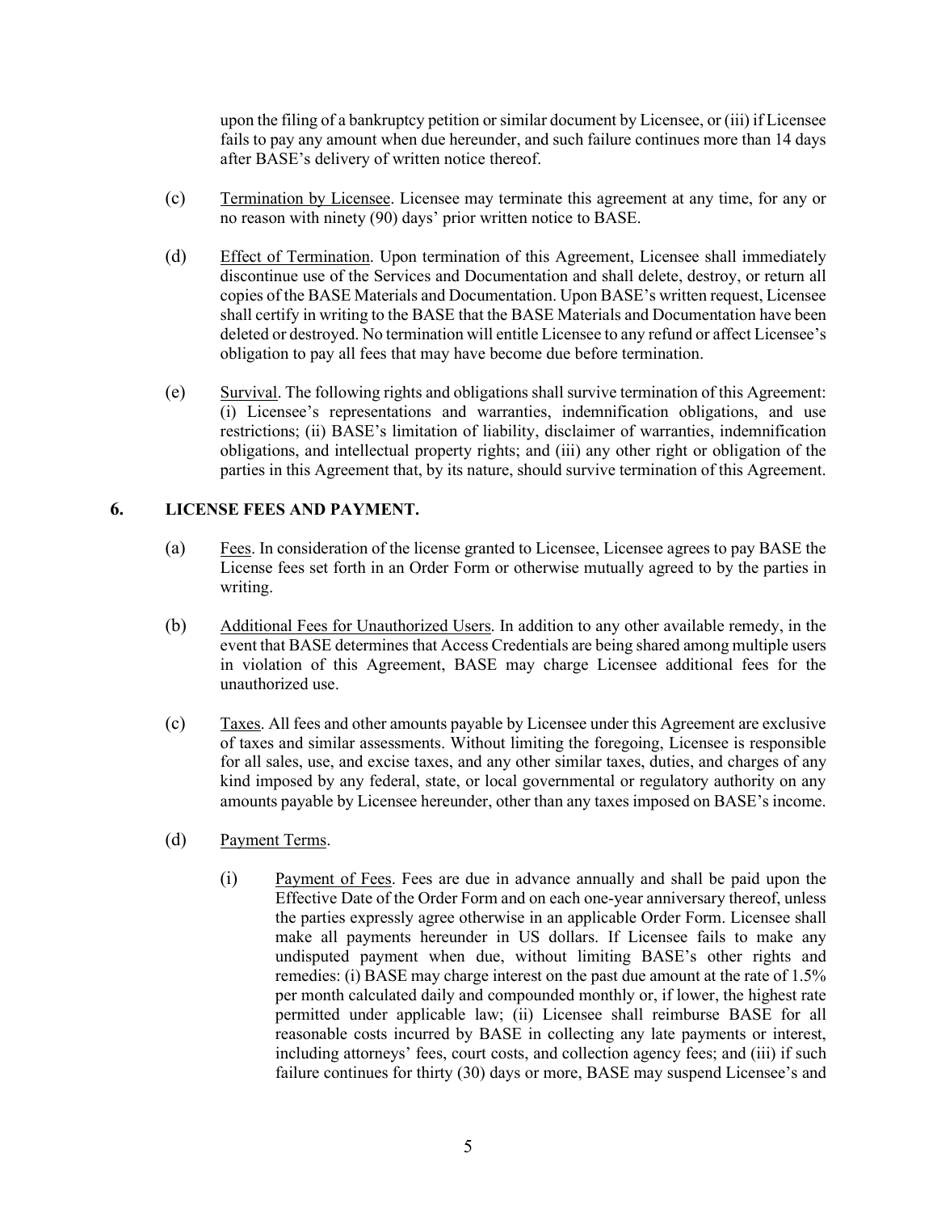upon the filing of a bankruptcy petition or similar document by Licensee, or (iii) if Licensee fails to pay any amount when due hereunder, and such failure continues more than 14 days after BASE's delivery of written notice thereof.

(c) Termination by Licensee. Licensee may terminate this agreement at any time, for any or no reason with ninety (90) days' prior written notice to BASE.

(d) Effect of Termination. Upon termination of this Agreement, Licensee shall immediately discontinue use of the Services and Documentation and shall delete, destroy, or return all copies of the BASE Materials and Documentation. Upon BASE's written request, Licensee shall certify in writing to the BASE that the BASE Materials and Documentation have been deleted or destroyed. No termination will entitle Licensee to any refund or affect Licensee's obligation to pay all fees that may have become due before termination.

(e) Survival. The following rights and obligations shall survive termination of this Agreement: (i) Licensee's representations and warranties, indemnification obligations, and use restrictions; (ii) BASE's limitation of liability, disclaimer of warranties, indemnification obligations, and intellectual property rights; and (iii) any other right or obligation of the parties in this Agreement that, by its nature, should survive termination of this Agreement.

## 6. LICENSE FEES AND PAYMENT.

(a) Fees. In consideration of the license granted to Licensee, Licensee agrees to pay BASE the License fees set forth in an Order Form or otherwise mutually agreed to by the parties in writing.

(b) Additional Fees for Unauthorized Users. In addition to any other available remedy, in the event that BASE determines that Access Credentials are being shared among multiple users in violation of this Agreement, BASE may charge Licensee additional fees for the unauthorized use.

(c) Taxes. All fees and other amounts payable by Licensee under this Agreement are exclusive of taxes and similar assessments. Without limiting the foregoing, Licensee is responsible for all sales, use, and excise taxes, and any other similar taxes, duties, and charges of any kind imposed by any federal, state, or local governmental or regulatory authority on any amounts payable by Licensee hereunder, other than any taxes imposed on BASE's income.

(d) Payment Terms.

(i) Payment of Fees. Fees are due in advance annually and shall be paid upon the Effective Date of the Order Form and on each one-year anniversary thereof, unless the parties expressly agree otherwise in an applicable Order Form. Licensee shall make all payments hereunder in US dollars. If Licensee fails to make any undisputed payment when due, without limiting BASE's other rights and remedies: (i) BASE may charge interest on the past due amount at the rate of 1.5% per month calculated daily and compounded monthly or, if lower, the highest rate permitted under applicable law; (ii) Licensee shall reimburse BASE for all reasonable costs incurred by BASE in collecting any late payments or interest, including attorneys' fees, court costs, and collection agency fees; and (iii) if such failure continues for thirty (30) days or more, BASE may suspend Licensee's and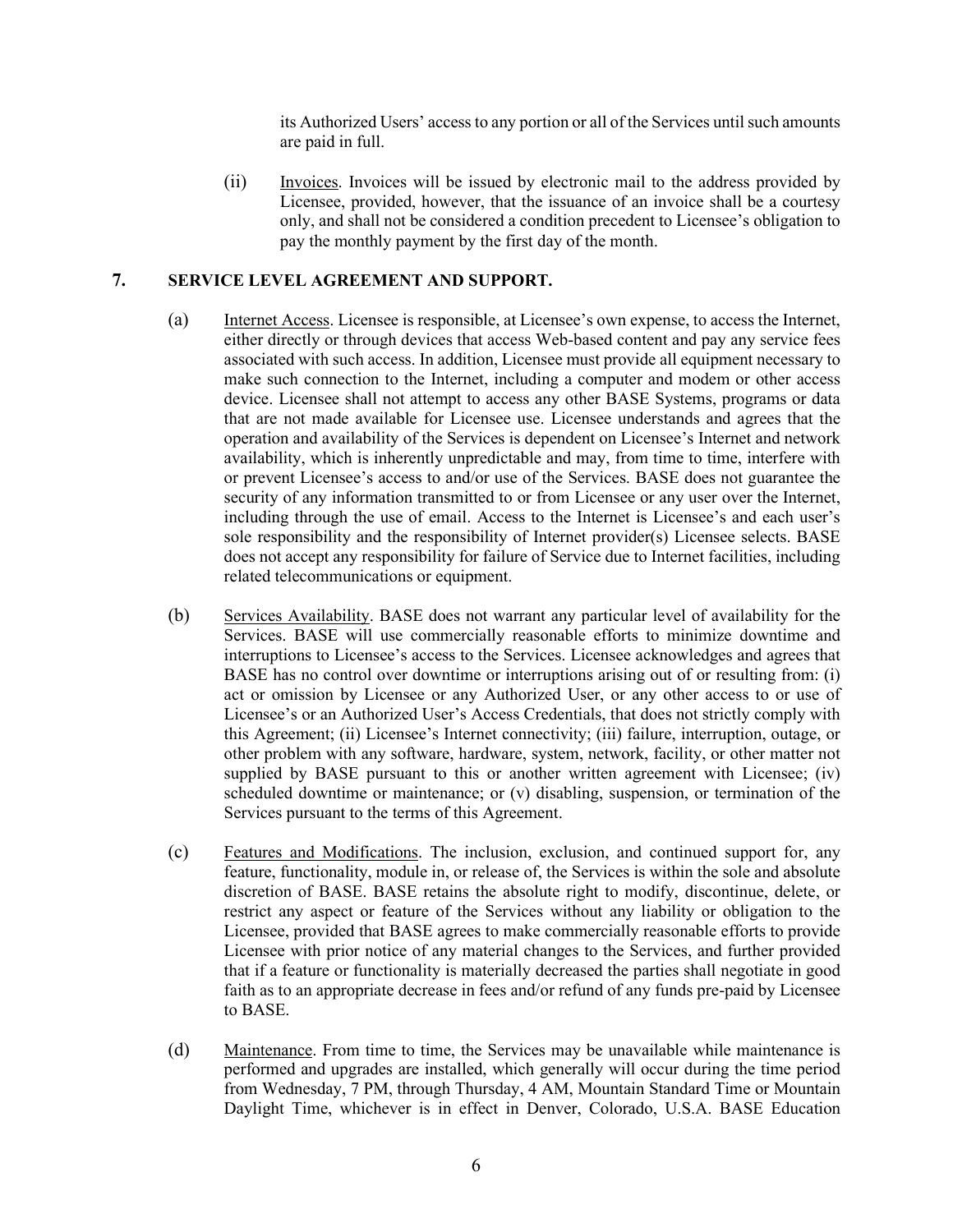its Authorized Users' access to any portion or all of the Services until such amounts are paid in full.

(ii) Invoices. Invoices will be issued by electronic mail to the address provided by Licensee, provided, however, that the issuance of an invoice shall be a courtesy only, and shall not be considered a condition precedent to Licensee's obligation to pay the monthly payment by the first day of the month.

## 7. SERVICE LEVEL AGREEMENT AND SUPPORT.

(a) Internet Access. Licensee is responsible, at Licensee's own expense, to access the Internet, either directly or through devices that access Web-based content and pay any service fees associated with such access. In addition, Licensee must provide all equipment necessary to make such connection to the Internet, including a computer and modem or other access device. Licensee shall not attempt to access any other BASE Systems, programs or data that are not made available for Licensee use. Licensee understands and agrees that the operation and availability of the Services is dependent on Licensee's Internet and network availability, which is inherently unpredictable and may, from time to time, interfere with or prevent Licensee's access to and/or use of the Services. BASE does not guarantee the security of any information transmitted to or from Licensee or any user over the Internet, including through the use of email. Access to the Internet is Licensee's and each user's sole responsibility and the responsibility of Internet provider(s) Licensee selects. BASE does not accept any responsibility for failure of Service due to Internet facilities, including related telecommunications or equipment.

(b) Services Availability. BASE does not warrant any particular level of availability for the Services. BASE will use commercially reasonable efforts to minimize downtime and interruptions to Licensee's access to the Services. Licensee acknowledges and agrees that BASE has no control over downtime or interruptions arising out of or resulting from: (i) act or omission by Licensee or any Authorized User, or any other access to or use of Licensee's or an Authorized User's Access Credentials, that does not strictly comply with this Agreement; (ii) Licensee's Internet connectivity; (iii) failure, interruption, outage, or other problem with any software, hardware, system, network, facility, or other matter not supplied by BASE pursuant to this or another written agreement with Licensee; (iv) scheduled downtime or maintenance; or (v) disabling, suspension, or termination of the Services pursuant to the terms of this Agreement.

(c) Features and Modifications. The inclusion, exclusion, and continued support for, any feature, functionality, module in, or release of, the Services is within the sole and absolute discretion of BASE. BASE retains the absolute right to modify, discontinue, delete, or restrict any aspect or feature of the Services without any liability or obligation to the Licensee, provided that BASE agrees to make commercially reasonable efforts to provide Licensee with prior notice of any material changes to the Services, and further provided that if a feature or functionality is materially decreased the parties shall negotiate in good faith as to an appropriate decrease in fees and/or refund of any funds pre-paid by Licensee to BASE.

(d) Maintenance. From time to time, the Services may be unavailable while maintenance is performed and upgrades are installed, which generally will occur during the time period from Wednesday, 7 PM, through Thursday, 4 AM, Mountain Standard Time or Mountain Daylight Time, whichever is in effect in Denver, Colorado, U.S.A. BASE Education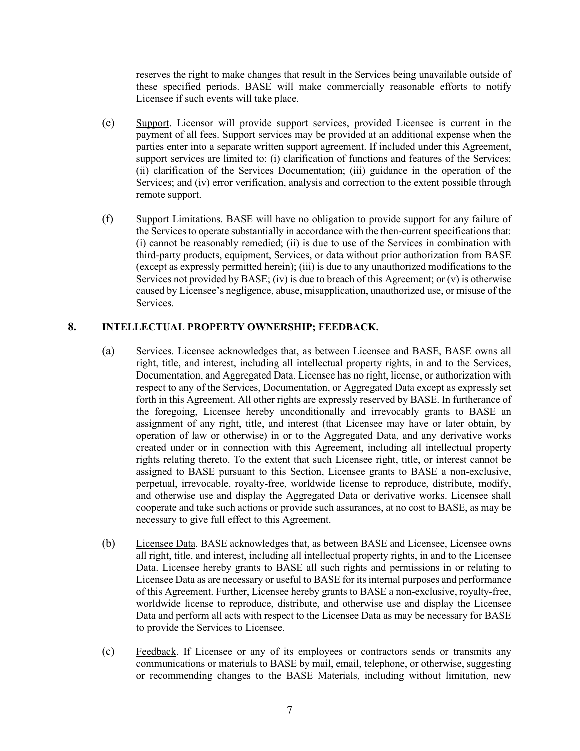reserves the right to make changes that result in the Services being unavailable outside of these specified periods. BASE will make commercially reasonable efforts to notify Licensee if such events will take place.

(e) Support. Licensor will provide support services, provided Licensee is current in the payment of all fees. Support services may be provided at an additional expense when the parties enter into a separate written support agreement. If included under this Agreement, support services are limited to: (i) clarification of functions and features of the Services; (ii) clarification of the Services Documentation; (iii) guidance in the operation of the Services; and (iv) error verification, analysis and correction to the extent possible through remote support.

(f) Support Limitations. BASE will have no obligation to provide support for any failure of the Services to operate substantially in accordance with the then-current specifications that: (i) cannot be reasonably remedied; (ii) is due to use of the Services in combination with third-party products, equipment, Services, or data without prior authorization from BASE (except as expressly permitted herein); (iii) is due to any unauthorized modifications to the Services not provided by BASE; (iv) is due to breach of this Agreement; or (v) is otherwise caused by Licensee's negligence, abuse, misapplication, unauthorized use, or misuse of the Services.

## 8. INTELLECTUAL PROPERTY OWNERSHIP; FEEDBACK.

(a) Services. Licensee acknowledges that, as between Licensee and BASE, BASE owns all right, title, and interest, including all intellectual property rights, in and to the Services, Documentation, and Aggregated Data. Licensee has no right, license, or authorization with respect to any of the Services, Documentation, or Aggregated Data except as expressly set forth in this Agreement. All other rights are expressly reserved by BASE. In furtherance of the foregoing, Licensee hereby unconditionally and irrevocably grants to BASE an assignment of any right, title, and interest (that Licensee may have or later obtain, by operation of law or otherwise) in or to the Aggregated Data, and any derivative works created under or in connection with this Agreement, including all intellectual property rights relating thereto. To the extent that such Licensee right, title, or interest cannot be assigned to BASE pursuant to this Section, Licensee grants to BASE a non-exclusive, perpetual, irrevocable, royalty-free, worldwide license to reproduce, distribute, modify, and otherwise use and display the Aggregated Data or derivative works. Licensee shall cooperate and take such actions or provide such assurances, at no cost to BASE, as may be necessary to give full effect to this Agreement.

(b) Licensee Data. BASE acknowledges that, as between BASE and Licensee, Licensee owns all right, title, and interest, including all intellectual property rights, in and to the Licensee Data. Licensee hereby grants to BASE all such rights and permissions in or relating to Licensee Data as are necessary or useful to BASE for its internal purposes and performance of this Agreement. Further, Licensee hereby grants to BASE a non-exclusive, royalty-free, worldwide license to reproduce, distribute, and otherwise use and display the Licensee Data and perform all acts with respect to the Licensee Data as may be necessary for BASE to provide the Services to Licensee.

(c) Feedback. If Licensee or any of its employees or contractors sends or transmits any communications or materials to BASE by mail, email, telephone, or otherwise, suggesting or recommending changes to the BASE Materials, including without limitation, new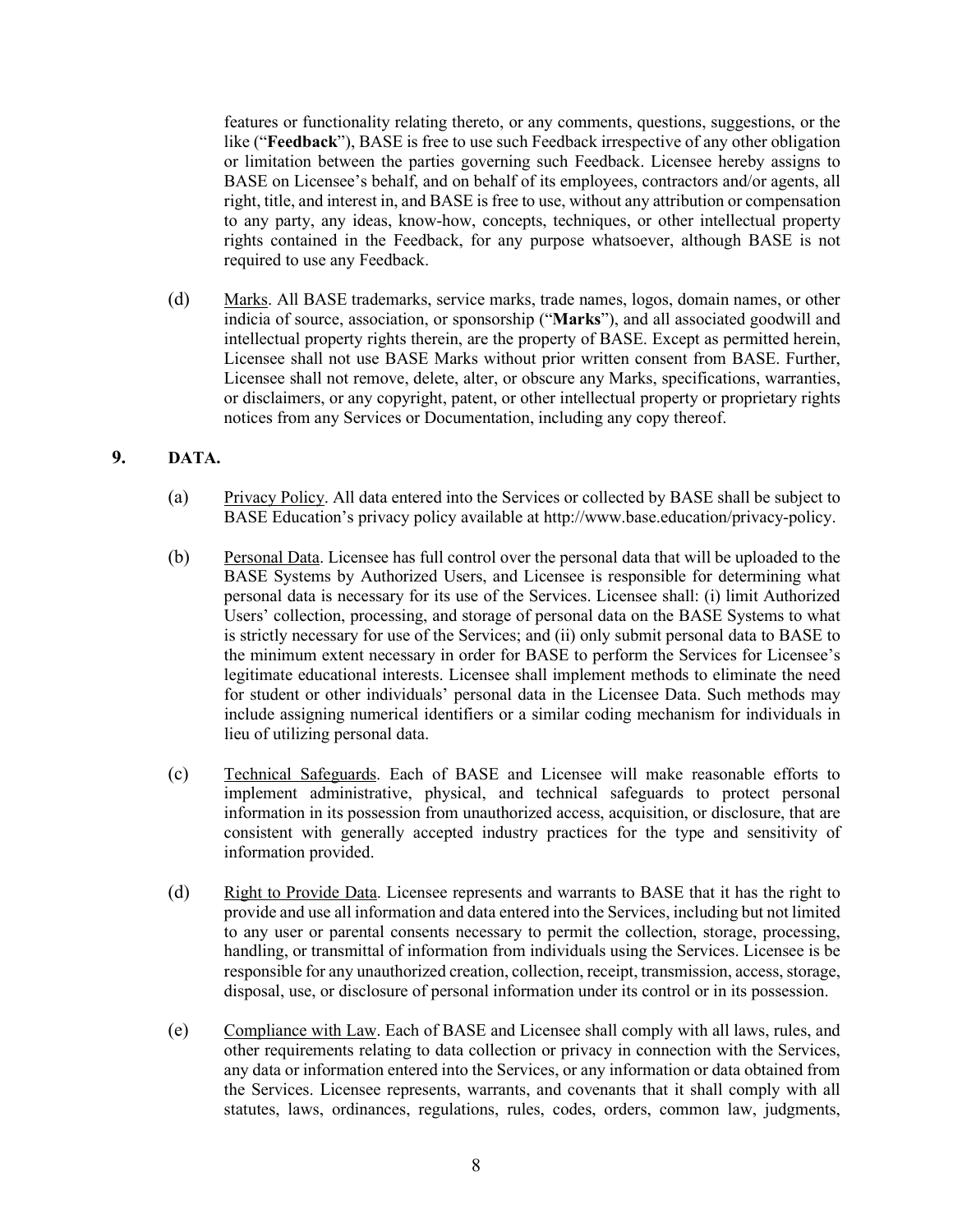features or functionality relating thereto, or any comments, questions, suggestions, or the like ("**Feedback**"), BASE is free to use such Feedback irrespective of any other obligation or limitation between the parties governing such Feedback. Licensee hereby assigns to BASE on Licensee's behalf, and on behalf of its employees, contractors and/or agents, all right, title, and interest in, and BASE is free to use, without any attribution or compensation to any party, any ideas, know-how, concepts, techniques, or other intellectual property rights contained in the Feedback, for any purpose whatsoever, although BASE is not required to use any Feedback.

(d) Marks. All BASE trademarks, service marks, trade names, logos, domain names, or other indicia of source, association, or sponsorship ("**Marks**"), and all associated goodwill and intellectual property rights therein, are the property of BASE. Except as permitted herein, Licensee shall not use BASE Marks without prior written consent from BASE. Further, Licensee shall not remove, delete, alter, or obscure any Marks, specifications, warranties, or disclaimers, or any copyright, patent, or other intellectual property or proprietary rights notices from any Services or Documentation, including any copy thereof.

## 9. DATA.

(a) Privacy Policy. All data entered into the Services or collected by BASE shall be subject to BASE Education's privacy policy available at http://www.base.education/privacy-policy.

(b) Personal Data. Licensee has full control over the personal data that will be uploaded to the BASE Systems by Authorized Users, and Licensee is responsible for determining what personal data is necessary for its use of the Services. Licensee shall: (i) limit Authorized Users' collection, processing, and storage of personal data on the BASE Systems to what is strictly necessary for use of the Services; and (ii) only submit personal data to BASE to the minimum extent necessary in order for BASE to perform the Services for Licensee's legitimate educational interests. Licensee shall implement methods to eliminate the need for student or other individuals' personal data in the Licensee Data. Such methods may include assigning numerical identifiers or a similar coding mechanism for individuals in lieu of utilizing personal data.

(c) Technical Safeguards. Each of BASE and Licensee will make reasonable efforts to implement administrative, physical, and technical safeguards to protect personal information in its possession from unauthorized access, acquisition, or disclosure, that are consistent with generally accepted industry practices for the type and sensitivity of information provided.

(d) Right to Provide Data. Licensee represents and warrants to BASE that it has the right to provide and use all information and data entered into the Services, including but not limited to any user or parental consents necessary to permit the collection, storage, processing, handling, or transmittal of information from individuals using the Services. Licensee is be responsible for any unauthorized creation, collection, receipt, transmission, access, storage, disposal, use, or disclosure of personal information under its control or in its possession.

(e) Compliance with Law. Each of BASE and Licensee shall comply with all laws, rules, and other requirements relating to data collection or privacy in connection with the Services, any data or information entered into the Services, or any information or data obtained from the Services. Licensee represents, warrants, and covenants that it shall comply with all statutes, laws, ordinances, regulations, rules, codes, orders, common law, judgments,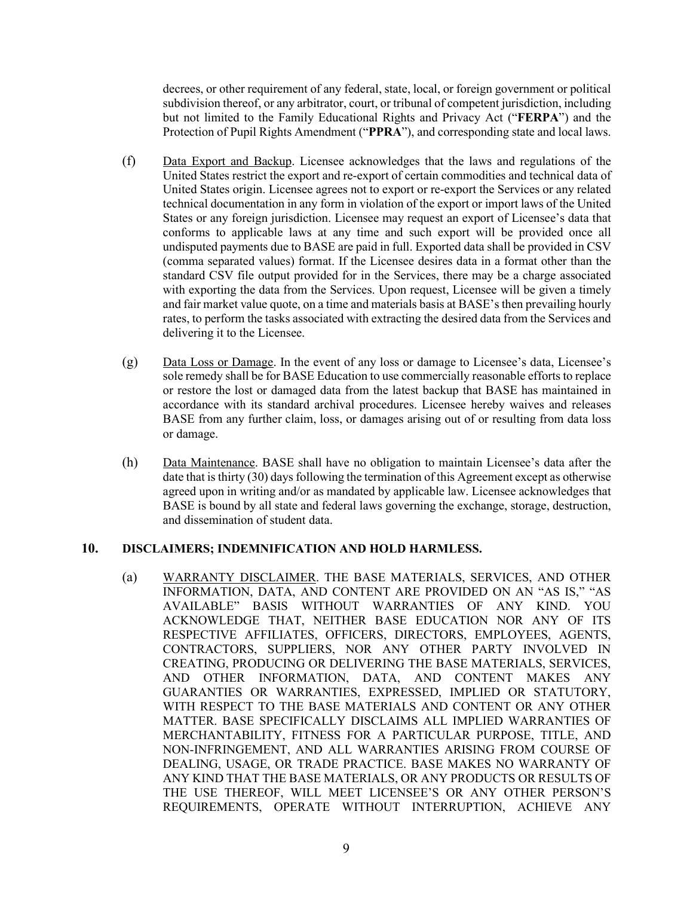decrees, or other requirement of any federal, state, local, or foreign government or political subdivision thereof, or any arbitrator, court, or tribunal of competent jurisdiction, including but not limited to the Family Educational Rights and Privacy Act ("**FERPA**") and the Protection of Pupil Rights Amendment ("**PPRA**"), and corresponding state and local laws.

(f) Data Export and Backup. Licensee acknowledges that the laws and regulations of the United States restrict the export and re-export of certain commodities and technical data of United States origin. Licensee agrees not to export or re-export the Services or any related technical documentation in any form in violation of the export or import laws of the United States or any foreign jurisdiction. Licensee may request an export of Licensee's data that conforms to applicable laws at any time and such export will be provided once all undisputed payments due to BASE are paid in full. Exported data shall be provided in CSV (comma separated values) format. If the Licensee desires data in a format other than the standard CSV file output provided for in the Services, there may be a charge associated with exporting the data from the Services. Upon request, Licensee will be given a timely and fair market value quote, on a time and materials basis at BASE's then prevailing hourly rates, to perform the tasks associated with extracting the desired data from the Services and delivering it to the Licensee.

(g) Data Loss or Damage. In the event of any loss or damage to Licensee's data, Licensee's sole remedy shall be for BASE Education to use commercially reasonable efforts to replace or restore the lost or damaged data from the latest backup that BASE has maintained in accordance with its standard archival procedures. Licensee hereby waives and releases BASE from any further claim, loss, or damages arising out of or resulting from data loss or damage.

(h) Data Maintenance. BASE shall have no obligation to maintain Licensee's data after the date that is thirty (30) days following the termination of this Agreement except as otherwise agreed upon in writing and/or as mandated by applicable law. Licensee acknowledges that BASE is bound by all state and federal laws governing the exchange, storage, destruction, and dissemination of student data.

## 10. DISCLAIMERS; INDEMNIFICATION AND HOLD HARMLESS.

(a) WARRANTY DISCLAIMER. THE BASE MATERIALS, SERVICES, AND OTHER INFORMATION, DATA, AND CONTENT ARE PROVIDED ON AN "AS IS," "AS AVAILABLE" BASIS WITHOUT WARRANTIES OF ANY KIND. YOU ACKNOWLEDGE THAT, NEITHER BASE EDUCATION NOR ANY OF ITS RESPECTIVE AFFILIATES, OFFICERS, DIRECTORS, EMPLOYEES, AGENTS, CONTRACTORS, SUPPLIERS, NOR ANY OTHER PARTY INVOLVED IN CREATING, PRODUCING OR DELIVERING THE BASE MATERIALS, SERVICES, AND OTHER INFORMATION, DATA, AND CONTENT MAKES ANY GUARANTIES OR WARRANTIES, EXPRESSED, IMPLIED OR STATUTORY, WITH RESPECT TO THE BASE MATERIALS AND CONTENT OR ANY OTHER MATTER. BASE SPECIFICALLY DISCLAIMS ALL IMPLIED WARRANTIES OF MERCHANTABILITY, FITNESS FOR A PARTICULAR PURPOSE, TITLE, AND NON-INFRINGEMENT, AND ALL WARRANTIES ARISING FROM COURSE OF DEALING, USAGE, OR TRADE PRACTICE. BASE MAKES NO WARRANTY OF ANY KIND THAT THE BASE MATERIALS, OR ANY PRODUCTS OR RESULTS OF THE USE THEREOF, WILL MEET LICENSEE'S OR ANY OTHER PERSON'S REQUIREMENTS, OPERATE WITHOUT INTERRUPTION, ACHIEVE ANY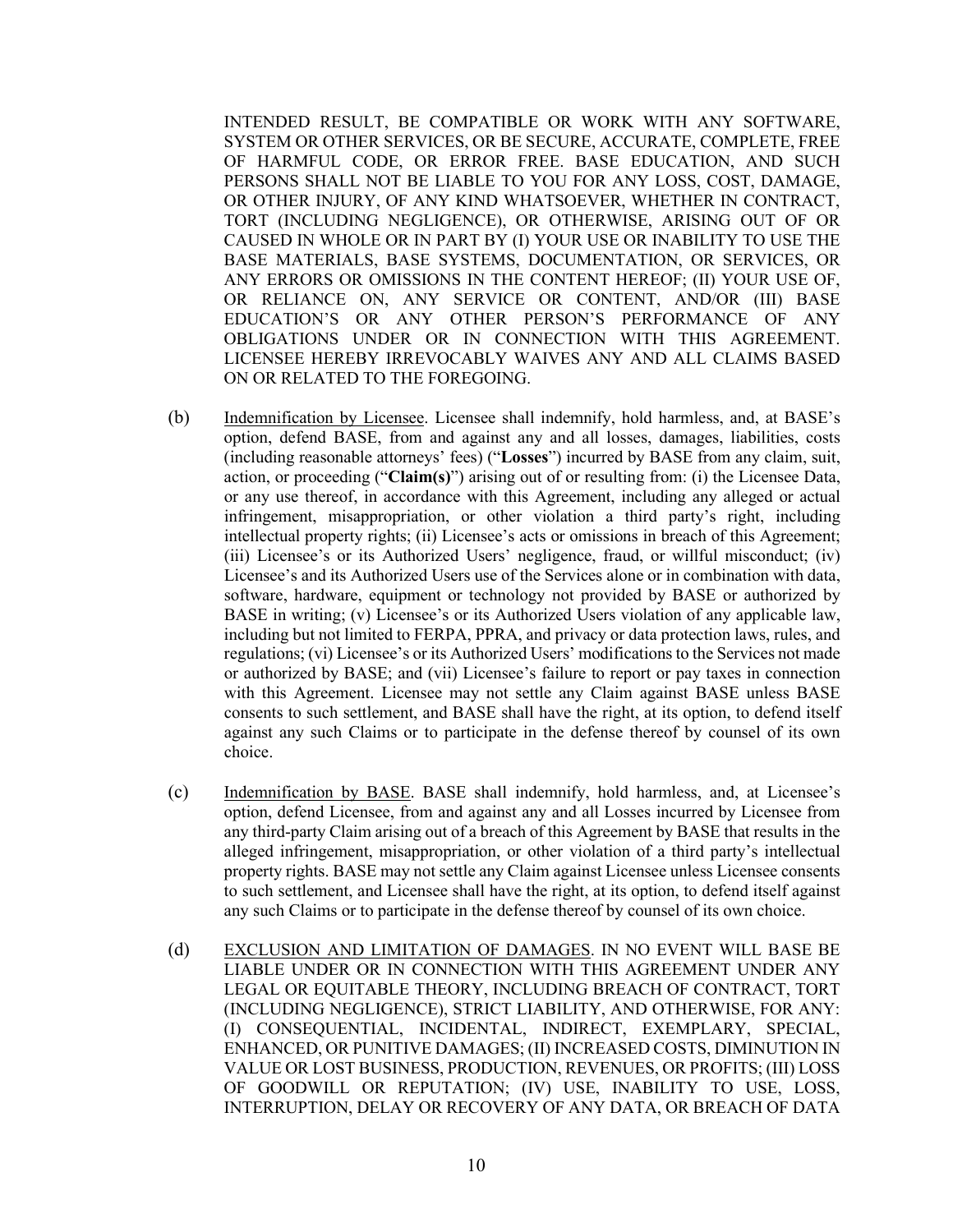INTENDED RESULT, BE COMPATIBLE OR WORK WITH ANY SOFTWARE, SYSTEM OR OTHER SERVICES, OR BE SECURE, ACCURATE, COMPLETE, FREE OF HARMFUL CODE, OR ERROR FREE. BASE EDUCATION, AND SUCH PERSONS SHALL NOT BE LIABLE TO YOU FOR ANY LOSS, COST, DAMAGE, OR OTHER INJURY, OF ANY KIND WHATSOEVER, WHETHER IN CONTRACT, TORT (INCLUDING NEGLIGENCE), OR OTHERWISE, ARISING OUT OF OR CAUSED IN WHOLE OR IN PART BY (I) YOUR USE OR INABILITY TO USE THE BASE MATERIALS, BASE SYSTEMS, DOCUMENTATION, OR SERVICES, OR ANY ERRORS OR OMISSIONS IN THE CONTENT HEREOF; (II) YOUR USE OF, OR RELIANCE ON, ANY SERVICE OR CONTENT, AND/OR (III) BASE EDUCATION'S OR ANY OTHER PERSON'S PERFORMANCE OF ANY OBLIGATIONS UNDER OR IN CONNECTION WITH THIS AGREEMENT. LICENSEE HEREBY IRREVOCABLY WAIVES ANY AND ALL CLAIMS BASED ON OR RELATED TO THE FOREGOING.

(b) Indemnification by Licensee. Licensee shall indemnify, hold harmless, and, at BASE's option, defend BASE, from and against any and all losses, damages, liabilities, costs (including reasonable attorneys' fees) ("**Losses**") incurred by BASE from any claim, suit, action, or proceeding ("**Claim(s)**") arising out of or resulting from: (i) the Licensee Data, or any use thereof, in accordance with this Agreement, including any alleged or actual infringement, misappropriation, or other violation a third party's right, including intellectual property rights; (ii) Licensee's acts or omissions in breach of this Agreement; (iii) Licensee's or its Authorized Users' negligence, fraud, or willful misconduct; (iv) Licensee's and its Authorized Users use of the Services alone or in combination with data, software, hardware, equipment or technology not provided by BASE or authorized by BASE in writing; (v) Licensee's or its Authorized Users violation of any applicable law, including but not limited to FERPA, PPRA, and privacy or data protection laws, rules, and regulations; (vi) Licensee's or its Authorized Users' modifications to the Services not made or authorized by BASE; and (vii) Licensee's failure to report or pay taxes in connection with this Agreement. Licensee may not settle any Claim against BASE unless BASE consents to such settlement, and BASE shall have the right, at its option, to defend itself against any such Claims or to participate in the defense thereof by counsel of its own choice.

(c) Indemnification by BASE. BASE shall indemnify, hold harmless, and, at Licensee's option, defend Licensee, from and against any and all Losses incurred by Licensee from any third-party Claim arising out of a breach of this Agreement by BASE that results in the alleged infringement, misappropriation, or other violation of a third party's intellectual property rights. BASE may not settle any Claim against Licensee unless Licensee consents to such settlement, and Licensee shall have the right, at its option, to defend itself against any such Claims or to participate in the defense thereof by counsel of its own choice.

(d) EXCLUSION AND LIMITATION OF DAMAGES. IN NO EVENT WILL BASE BE LIABLE UNDER OR IN CONNECTION WITH THIS AGREEMENT UNDER ANY LEGAL OR EQUITABLE THEORY, INCLUDING BREACH OF CONTRACT, TORT (INCLUDING NEGLIGENCE), STRICT LIABILITY, AND OTHERWISE, FOR ANY: (I) CONSEQUENTIAL, INCIDENTAL, INDIRECT, EXEMPLARY, SPECIAL, ENHANCED, OR PUNITIVE DAMAGES; (II) INCREASED COSTS, DIMINUTION IN VALUE OR LOST BUSINESS, PRODUCTION, REVENUES, OR PROFITS; (III) LOSS OF GOODWILL OR REPUTATION; (IV) USE, INABILITY TO USE, LOSS, INTERRUPTION, DELAY OR RECOVERY OF ANY DATA, OR BREACH OF DATA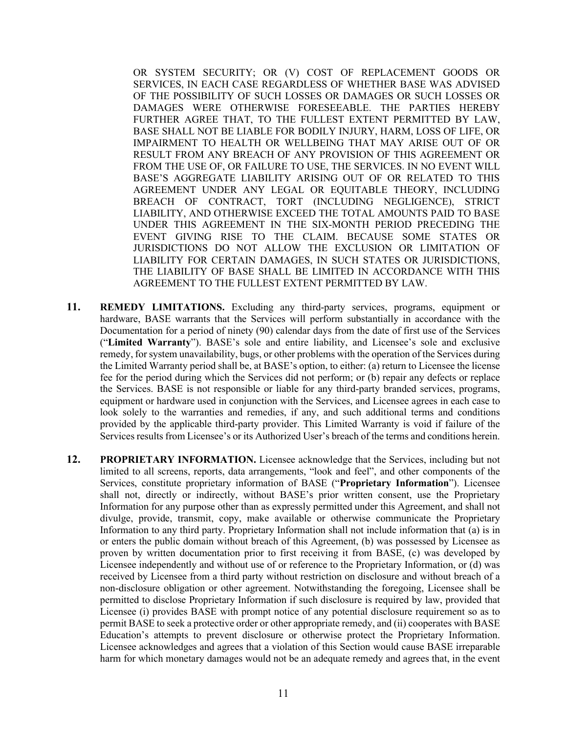OR SYSTEM SECURITY; OR (V) COST OF REPLACEMENT GOODS OR SERVICES, IN EACH CASE REGARDLESS OF WHETHER BASE WAS ADVISED OF THE POSSIBILITY OF SUCH LOSSES OR DAMAGES OR SUCH LOSSES OR DAMAGES WERE OTHERWISE FORESEEABLE. THE PARTIES HEREBY FURTHER AGREE THAT, TO THE FULLEST EXTENT PERMITTED BY LAW, BASE SHALL NOT BE LIABLE FOR BODILY INJURY, HARM, LOSS OF LIFE, OR IMPAIRMENT TO HEALTH OR WELLBEING THAT MAY ARISE OUT OF OR RESULT FROM ANY BREACH OF ANY PROVISION OF THIS AGREEMENT OR FROM THE USE OF, OR FAILURE TO USE, THE SERVICES. IN NO EVENT WILL BASE'S AGGREGATE LIABILITY ARISING OUT OF OR RELATED TO THIS AGREEMENT UNDER ANY LEGAL OR EQUITABLE THEORY, INCLUDING BREACH OF CONTRACT, TORT (INCLUDING NEGLIGENCE), STRICT LIABILITY, AND OTHERWISE EXCEED THE TOTAL AMOUNTS PAID TO BASE UNDER THIS AGREEMENT IN THE SIX-MONTH PERIOD PRECEDING THE EVENT GIVING RISE TO THE CLAIM. BECAUSE SOME STATES OR JURISDICTIONS DO NOT ALLOW THE EXCLUSION OR LIMITATION OF LIABILITY FOR CERTAIN DAMAGES, IN SUCH STATES OR JURISDICTIONS, THE LIABILITY OF BASE SHALL BE LIMITED IN ACCORDANCE WITH THIS AGREEMENT TO THE FULLEST EXTENT PERMITTED BY LAW.

**11. REMEDY LIMITATIONS.** Excluding any third-party services, programs, equipment or hardware, BASE warrants that the Services will perform substantially in accordance with the Documentation for a period of ninety (90) calendar days from the date of first use of the Services ("**Limited Warranty**"). BASE's sole and entire liability, and Licensee's sole and exclusive remedy, for system unavailability, bugs, or other problems with the operation of the Services during the Limited Warranty period shall be, at BASE's option, to either: (a) return to Licensee the license fee for the period during which the Services did not perform; or (b) repair any defects or replace the Services. BASE is not responsible or liable for any third-party branded services, programs, equipment or hardware used in conjunction with the Services, and Licensee agrees in each case to look solely to the warranties and remedies, if any, and such additional terms and conditions provided by the applicable third-party provider. This Limited Warranty is void if failure of the Services results from Licensee's or its Authorized User's breach of the terms and conditions herein.

**12. PROPRIETARY INFORMATION.** Licensee acknowledge that the Services, including but not limited to all screens, reports, data arrangements, "look and feel", and other components of the Services, constitute proprietary information of BASE ("**Proprietary Information**"). Licensee shall not, directly or indirectly, without BASE's prior written consent, use the Proprietary Information for any purpose other than as expressly permitted under this Agreement, and shall not divulge, provide, transmit, copy, make available or otherwise communicate the Proprietary Information to any third party. Proprietary Information shall not include information that (a) is in or enters the public domain without breach of this Agreement, (b) was possessed by Licensee as proven by written documentation prior to first receiving it from BASE, (c) was developed by Licensee independently and without use of or reference to the Proprietary Information, or (d) was received by Licensee from a third party without restriction on disclosure and without breach of a non-disclosure obligation or other agreement. Notwithstanding the foregoing, Licensee shall be permitted to disclose Proprietary Information if such disclosure is required by law, provided that Licensee (i) provides BASE with prompt notice of any potential disclosure requirement so as to permit BASE to seek a protective order or other appropriate remedy, and (ii) cooperates with BASE Education's attempts to prevent disclosure or otherwise protect the Proprietary Information. Licensee acknowledges and agrees that a violation of this Section would cause BASE irreparable harm for which monetary damages would not be an adequate remedy and agrees that, in the event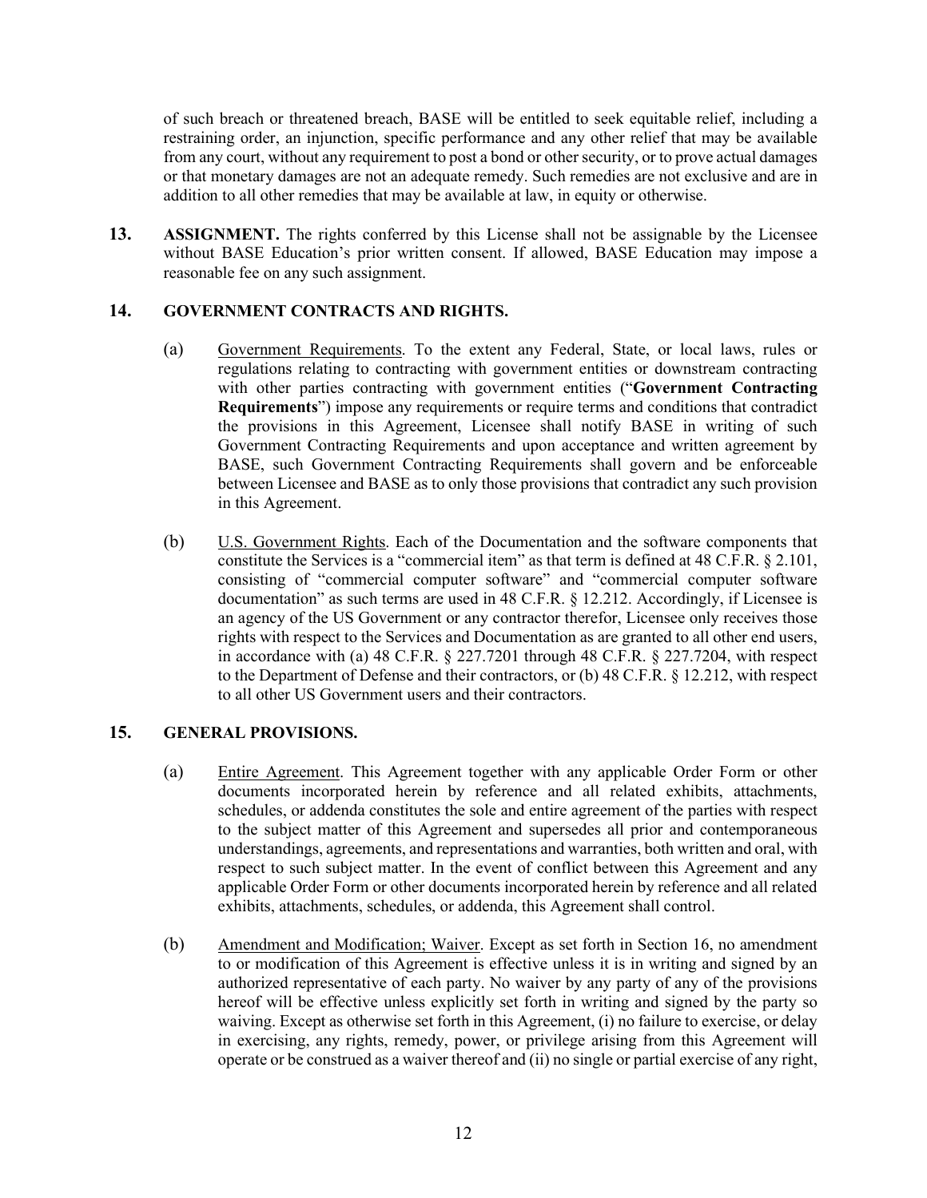of such breach or threatened breach, BASE will be entitled to seek equitable relief, including a restraining order, an injunction, specific performance and any other relief that may be available from any court, without any requirement to post a bond or other security, or to prove actual damages or that monetary damages are not an adequate remedy. Such remedies are not exclusive and are in addition to all other remedies that may be available at law, in equity or otherwise.

**13. ASSIGNMENT.** The rights conferred by this License shall not be assignable by the Licensee without BASE Education's prior written consent. If allowed, BASE Education may impose a reasonable fee on any such assignment.

**14. GOVERNMENT CONTRACTS AND RIGHTS.**

(a) Government Requirements. To the extent any Federal, State, or local laws, rules or regulations relating to contracting with government entities or downstream contracting with other parties contracting with government entities ("**Government Contracting Requirements**") impose any requirements or require terms and conditions that contradict the provisions in this Agreement, Licensee shall notify BASE in writing of such Government Contracting Requirements and upon acceptance and written agreement by BASE, such Government Contracting Requirements shall govern and be enforceable between Licensee and BASE as to only those provisions that contradict any such provision in this Agreement.

(b) U.S. Government Rights. Each of the Documentation and the software components that constitute the Services is a "commercial item" as that term is defined at 48 C.F.R. § 2.101, consisting of "commercial computer software" and "commercial computer software documentation" as such terms are used in 48 C.F.R. § 12.212. Accordingly, if Licensee is an agency of the US Government or any contractor therefor, Licensee only receives those rights with respect to the Services and Documentation as are granted to all other end users, in accordance with (a) 48 C.F.R. § 227.7201 through 48 C.F.R. § 227.7204, with respect to the Department of Defense and their contractors, or (b) 48 C.F.R. § 12.212, with respect to all other US Government users and their contractors.

**15. GENERAL PROVISIONS.**

(a) Entire Agreement. This Agreement together with any applicable Order Form or other documents incorporated herein by reference and all related exhibits, attachments, schedules, or addenda constitutes the sole and entire agreement of the parties with respect to the subject matter of this Agreement and supersedes all prior and contemporaneous understandings, agreements, and representations and warranties, both written and oral, with respect to such subject matter. In the event of conflict between this Agreement and any applicable Order Form or other documents incorporated herein by reference and all related exhibits, attachments, schedules, or addenda, this Agreement shall control.

(b) Amendment and Modification; Waiver. Except as set forth in Section 16, no amendment to or modification of this Agreement is effective unless it is in writing and signed by an authorized representative of each party. No waiver by any party of any of the provisions hereof will be effective unless explicitly set forth in writing and signed by the party so waiving. Except as otherwise set forth in this Agreement, (i) no failure to exercise, or delay in exercising, any rights, remedy, power, or privilege arising from this Agreement will operate or be construed as a waiver thereof and (ii) no single or partial exercise of any right,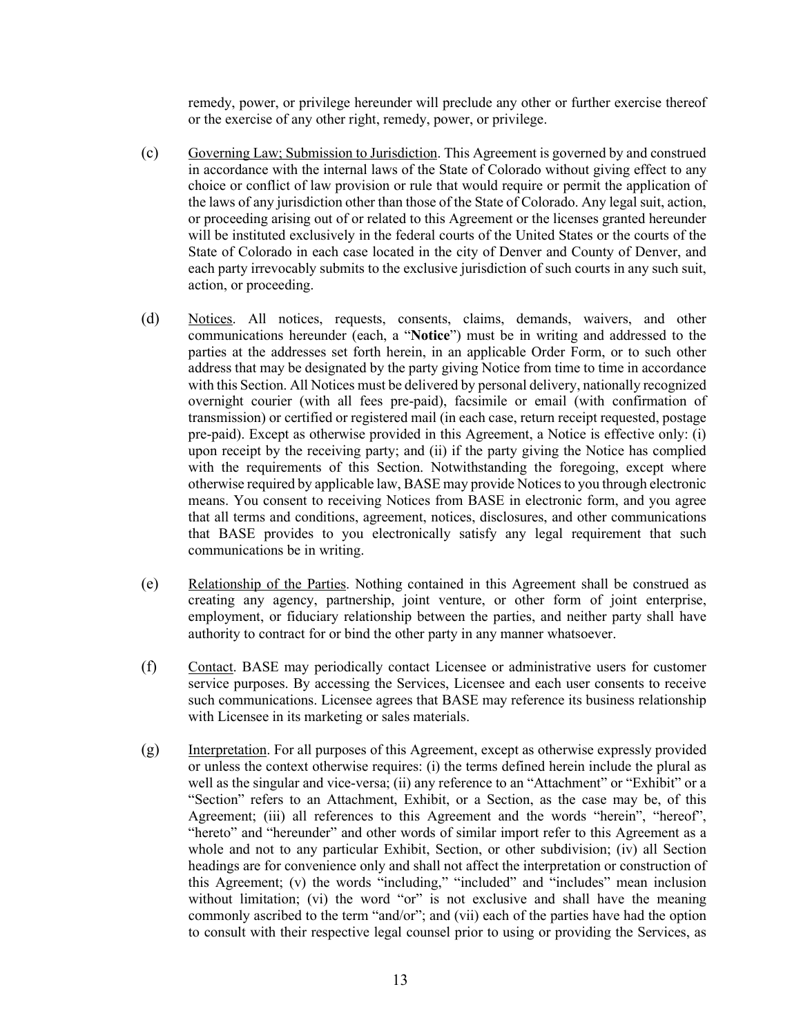remedy, power, or privilege hereunder will preclude any other or further exercise thereof or the exercise of any other right, remedy, power, or privilege.

(c) Governing Law; Submission to Jurisdiction. This Agreement is governed by and construed in accordance with the internal laws of the State of Colorado without giving effect to any choice or conflict of law provision or rule that would require or permit the application of the laws of any jurisdiction other than those of the State of Colorado. Any legal suit, action, or proceeding arising out of or related to this Agreement or the licenses granted hereunder will be instituted exclusively in the federal courts of the United States or the courts of the State of Colorado in each case located in the city of Denver and County of Denver, and each party irrevocably submits to the exclusive jurisdiction of such courts in any such suit, action, or proceeding.

(d) Notices. All notices, requests, consents, claims, demands, waivers, and other communications hereunder (each, a "**Notice**") must be in writing and addressed to the parties at the addresses set forth herein, in an applicable Order Form, or to such other address that may be designated by the party giving Notice from time to time in accordance with this Section. All Notices must be delivered by personal delivery, nationally recognized overnight courier (with all fees pre-paid), facsimile or email (with confirmation of transmission) or certified or registered mail (in each case, return receipt requested, postage pre-paid). Except as otherwise provided in this Agreement, a Notice is effective only: (i) upon receipt by the receiving party; and (ii) if the party giving the Notice has complied with the requirements of this Section. Notwithstanding the foregoing, except where otherwise required by applicable law, BASE may provide Notices to you through electronic means. You consent to receiving Notices from BASE in electronic form, and you agree that all terms and conditions, agreement, notices, disclosures, and other communications that BASE provides to you electronically satisfy any legal requirement that such communications be in writing.

(e) Relationship of the Parties. Nothing contained in this Agreement shall be construed as creating any agency, partnership, joint venture, or other form of joint enterprise, employment, or fiduciary relationship between the parties, and neither party shall have authority to contract for or bind the other party in any manner whatsoever.

(f) Contact. BASE may periodically contact Licensee or administrative users for customer service purposes. By accessing the Services, Licensee and each user consents to receive such communications. Licensee agrees that BASE may reference its business relationship with Licensee in its marketing or sales materials.

(g) Interpretation. For all purposes of this Agreement, except as otherwise expressly provided or unless the context otherwise requires: (i) the terms defined herein include the plural as well as the singular and vice-versa; (ii) any reference to an "Attachment" or "Exhibit" or a "Section" refers to an Attachment, Exhibit, or a Section, as the case may be, of this Agreement; (iii) all references to this Agreement and the words "herein", "hereof", "hereto" and "hereunder" and other words of similar import refer to this Agreement as a whole and not to any particular Exhibit, Section, or other subdivision; (iv) all Section headings are for convenience only and shall not affect the interpretation or construction of this Agreement; (v) the words "including," "included" and "includes" mean inclusion without limitation; (vi) the word "or" is not exclusive and shall have the meaning commonly ascribed to the term "and/or"; and (vii) each of the parties have had the option to consult with their respective legal counsel prior to using or providing the Services, as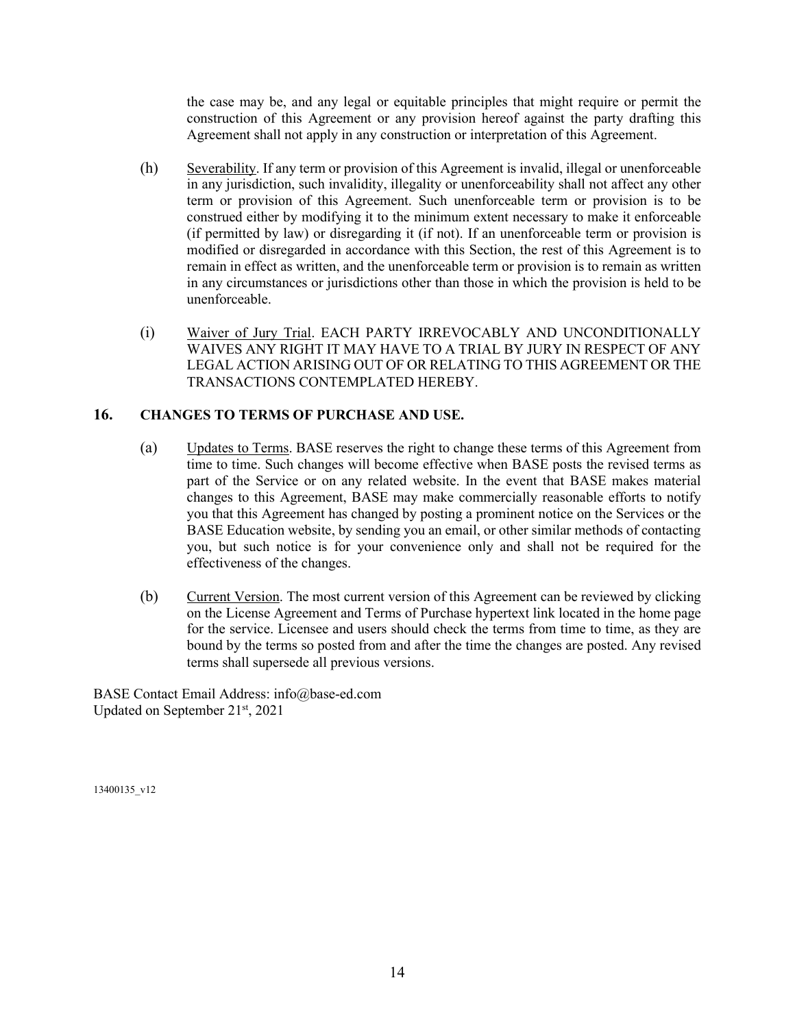the case may be, and any legal or equitable principles that might require or permit the construction of this Agreement or any provision hereof against the party drafting this Agreement shall not apply in any construction or interpretation of this Agreement.

(h) Severability. If any term or provision of this Agreement is invalid, illegal or unenforceable in any jurisdiction, such invalidity, illegality or unenforceability shall not affect any other term or provision of this Agreement. Such unenforceable term or provision is to be construed either by modifying it to the minimum extent necessary to make it enforceable (if permitted by law) or disregarding it (if not). If an unenforceable term or provision is modified or disregarded in accordance with this Section, the rest of this Agreement is to remain in effect as written, and the unenforceable term or provision is to remain as written in any circumstances or jurisdictions other than those in which the provision is held to be unenforceable.

(i) Waiver of Jury Trial. EACH PARTY IRREVOCABLY AND UNCONDITIONALLY WAIVES ANY RIGHT IT MAY HAVE TO A TRIAL BY JURY IN RESPECT OF ANY LEGAL ACTION ARISING OUT OF OR RELATING TO THIS AGREEMENT OR THE TRANSACTIONS CONTEMPLATED HEREBY.

## 16. CHANGES TO TERMS OF PURCHASE AND USE.

(a) Updates to Terms. BASE reserves the right to change these terms of this Agreement from time to time. Such changes will become effective when BASE posts the revised terms as part of the Service or on any related website. In the event that BASE makes material changes to this Agreement, BASE may make commercially reasonable efforts to notify you that this Agreement has changed by posting a prominent notice on the Services or the BASE Education website, by sending you an email, or other similar methods of contacting you, but such notice is for your convenience only and shall not be required for the effectiveness of the changes.

(b) Current Version. The most current version of this Agreement can be reviewed by clicking on the License Agreement and Terms of Purchase hypertext link located in the home page for the service. Licensee and users should check the terms from time to time, as they are bound by the terms so posted from and after the time the changes are posted. Any revised terms shall supersede all previous versions.

BASE Contact Email Address: info@base-ed.com
Updated on September 21st, 2021

13400135_v12